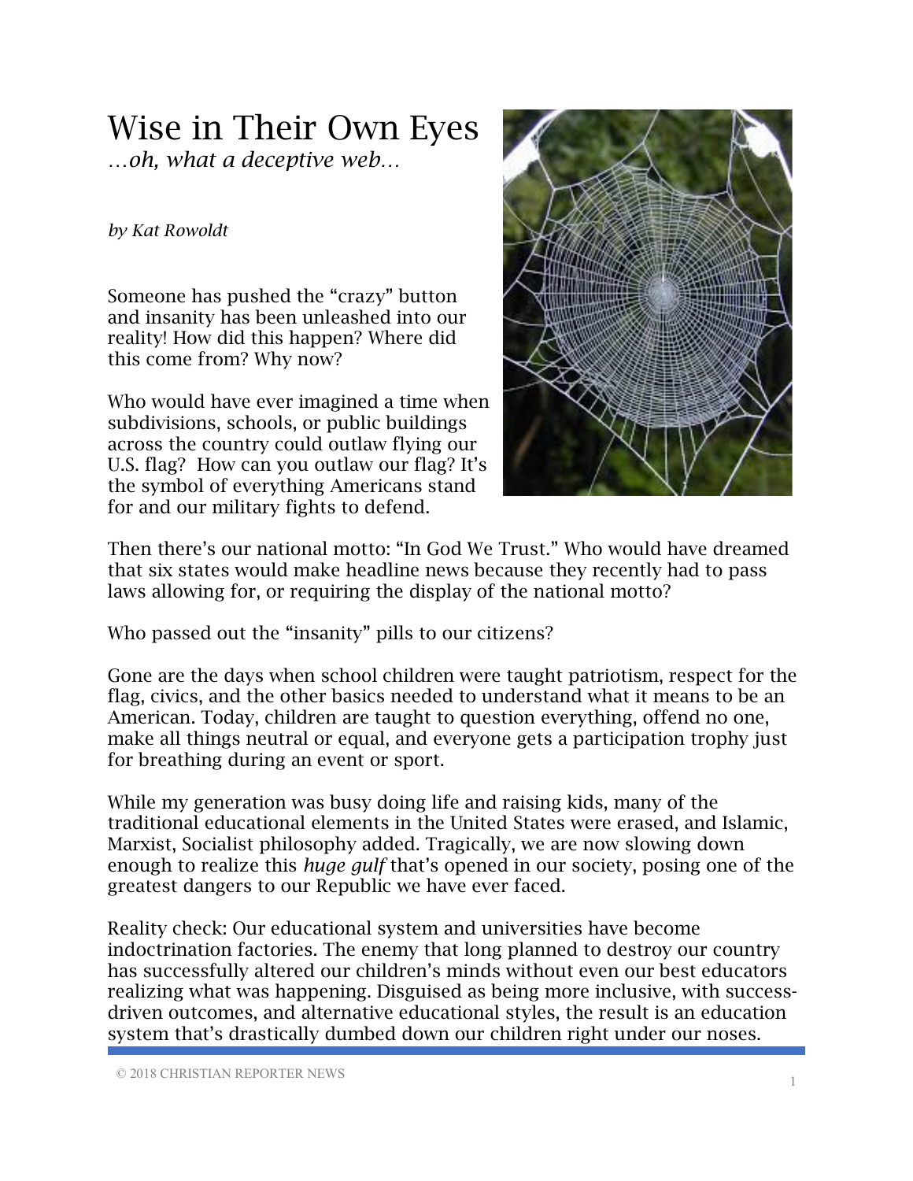# Wise in Their Own Eyes

*…oh, what a deceptive web…*

*by Kat Rowoldt*

Someone has pushed the "crazy" button and insanity has been unleashed into our reality! How did this happen? Where did this come from? Why now?

Who would have ever imagined a time when subdivisions, schools, or public buildings across the country could outlaw flying our U.S. flag? How can you outlaw our flag? It's the symbol of everything Americans stand for and our military fights to defend.

Then there's our national motto: "In God We Trust." Who would have dreamed that six states would make headline news because they recently had to pass laws allowing for, or requiring the display of the national motto?

Who passed out the "insanity" pills to our citizens?

Gone are the days when school children were taught patriotism, respect for the flag, civics, and the other basics needed to understand what it means to be an American. Today, children are taught to question everything, offend no one, make all things neutral or equal, and everyone gets a participation trophy just for breathing during an event or sport.

While my generation was busy doing life and raising kids, many of the traditional educational elements in the United States were erased, and Islamic, Marxist, Socialist philosophy added. Tragically, we are now slowing down enough to realize this *huge gulf* that's opened in our society, posing one of the greatest dangers to our Republic we have ever faced.

Reality check: Our educational system and universities have become indoctrination factories. The enemy that long planned to destroy our country has successfully altered our children's minds without even our best educators realizing what was happening. Disguised as being more inclusive, with success-driven outcomes, and alternative educational styles, the result is an education system that's drastically dumbed down our children right under our noses.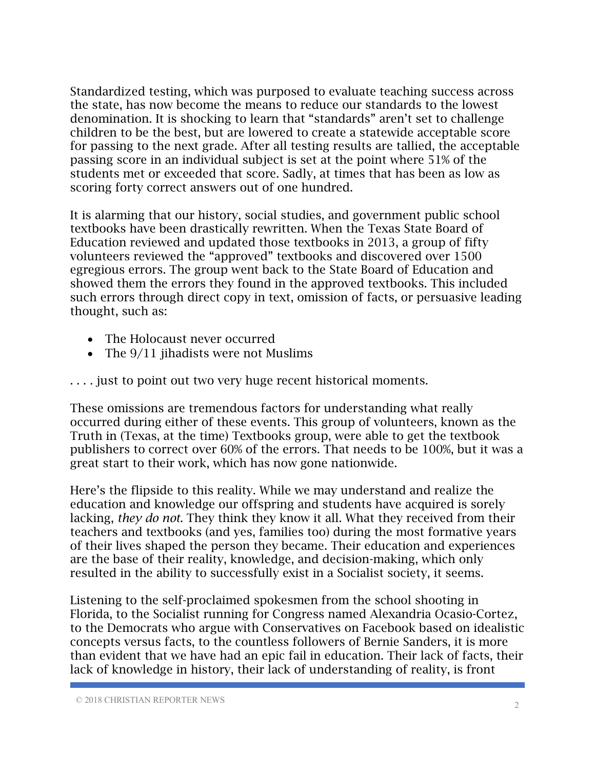Standardized testing, which was purposed to evaluate teaching success across the state, has now become the means to reduce our standards to the lowest denomination. It is shocking to learn that "standards" aren't set to challenge children to be the best, but are lowered to create a statewide acceptable score for passing to the next grade. After all testing results are tallied, the acceptable passing score in an individual subject is set at the point where 51% of the students met or exceeded that score. Sadly, at times that has been as low as scoring forty correct answers out of one hundred.

It is alarming that our history, social studies, and government public school textbooks have been drastically rewritten. When the Texas State Board of Education reviewed and updated those textbooks in 2013, a group of fifty volunteers reviewed the "approved" textbooks and discovered over 1500 egregious errors. The group went back to the State Board of Education and showed them the errors they found in the approved textbooks. This included such errors through direct copy in text, omission of facts, or persuasive leading thought, such as:

- The Holocaust never occurred
- The 9/11 jihadists were not Muslims

. . . . just to point out two very huge recent historical moments.

These omissions are tremendous factors for understanding what really occurred during either of these events. This group of volunteers, known as the Truth in (Texas, at the time) Textbooks group, were able to get the textbook publishers to correct over 60% of the errors. That needs to be 100%, but it was a great start to their work, which has now gone nationwide.

Here's the flipside to this reality. While we may understand and realize the education and knowledge our offspring and students have acquired is sorely lacking, *they do not*. They think they know it all. What they received from their teachers and textbooks (and yes, families too) during the most formative years of their lives shaped the person they became. Their education and experiences are the base of their reality, knowledge, and decision-making, which only resulted in the ability to successfully exist in a Socialist society, it seems.

Listening to the self-proclaimed spokesmen from the school shooting in Florida, to the Socialist running for Congress named Alexandria Ocasio-Cortez, to the Democrats who argue with Conservatives on Facebook based on idealistic concepts versus facts, to the countless followers of Bernie Sanders, it is more than evident that we have had an epic fail in education. Their lack of facts, their lack of knowledge in history, their lack of understanding of reality, is front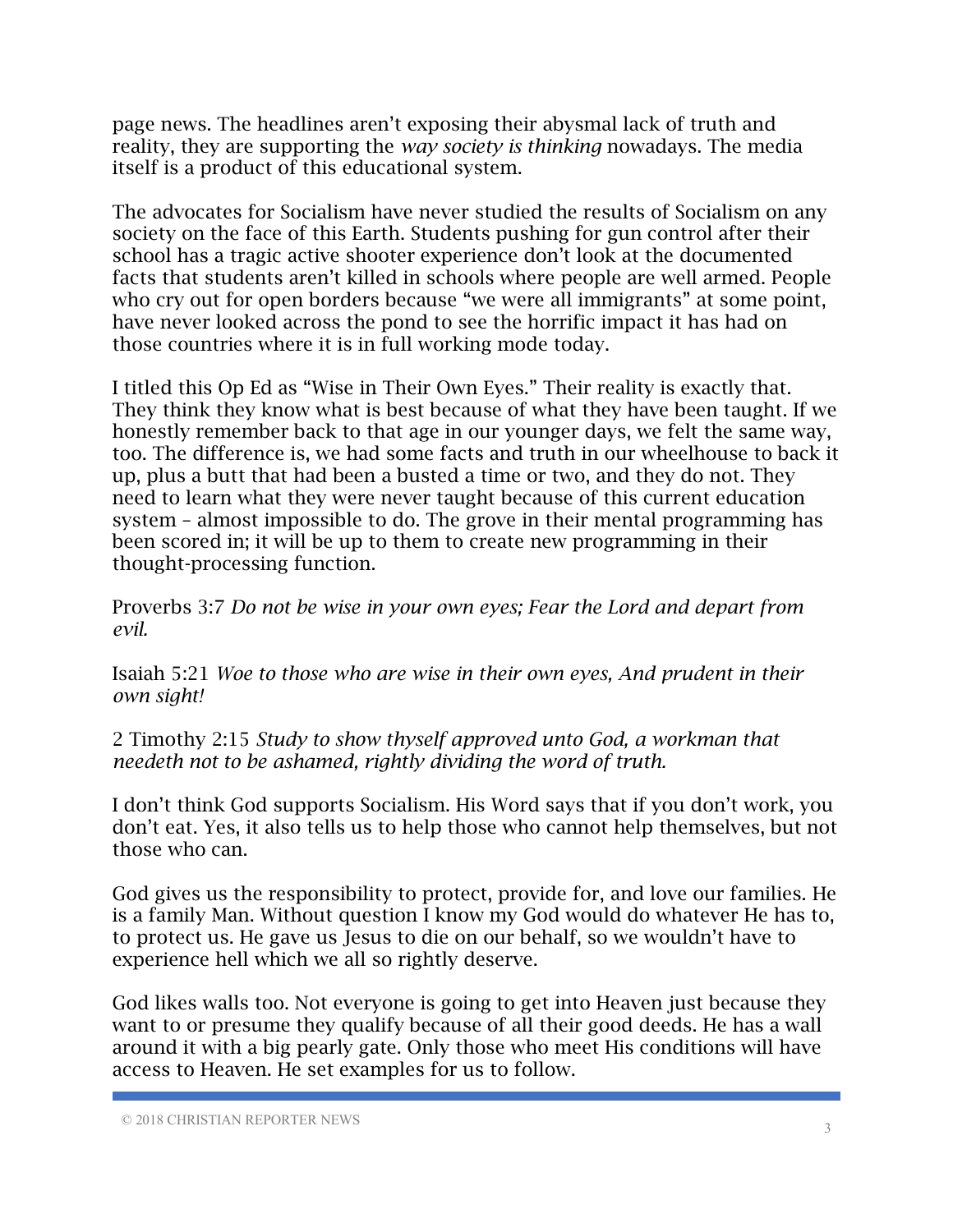page news. The headlines aren't exposing their abysmal lack of truth and reality, they are supporting the *way society is thinking* nowadays. The media itself is a product of this educational system.

The advocates for Socialism have never studied the results of Socialism on any society on the face of this Earth. Students pushing for gun control after their school has a tragic active shooter experience don't look at the documented facts that students aren't killed in schools where people are well armed. People who cry out for open borders because "we were all immigrants" at some point, have never looked across the pond to see the horrific impact it has had on those countries where it is in full working mode today.

I titled this Op Ed as "Wise in Their Own Eyes." Their reality is exactly that. They think they know what is best because of what they have been taught. If we honestly remember back to that age in our younger days, we felt the same way, too. The difference is, we had some facts and truth in our wheelhouse to back it up, plus a butt that had been a busted a time or two, and they do not. They need to learn what they were never taught because of this current education system – almost impossible to do. The grove in their mental programming has been scored in; it will be up to them to create new programming in their thought-processing function.

Proverbs 3:7 *Do not be wise in your own eyes; Fear the Lord and depart from evil.*

Isaiah 5:21 *Woe to those who are wise in their own eyes, And prudent in their own sight!*

2 Timothy 2:15 *Study to show thyself approved unto God, a workman that needeth not to be ashamed, rightly dividing the word of truth.*

I don't think God supports Socialism. His Word says that if you don't work, you don't eat. Yes, it also tells us to help those who cannot help themselves, but not those who can.

God gives us the responsibility to protect, provide for, and love our families. He is a family Man. Without question I know my God would do whatever He has to, to protect us. He gave us Jesus to die on our behalf, so we wouldn't have to experience hell which we all so rightly deserve.

God likes walls too. Not everyone is going to get into Heaven just because they want to or presume they qualify because of all their good deeds. He has a wall around it with a big pearly gate. Only those who meet His conditions will have access to Heaven. He set examples for us to follow.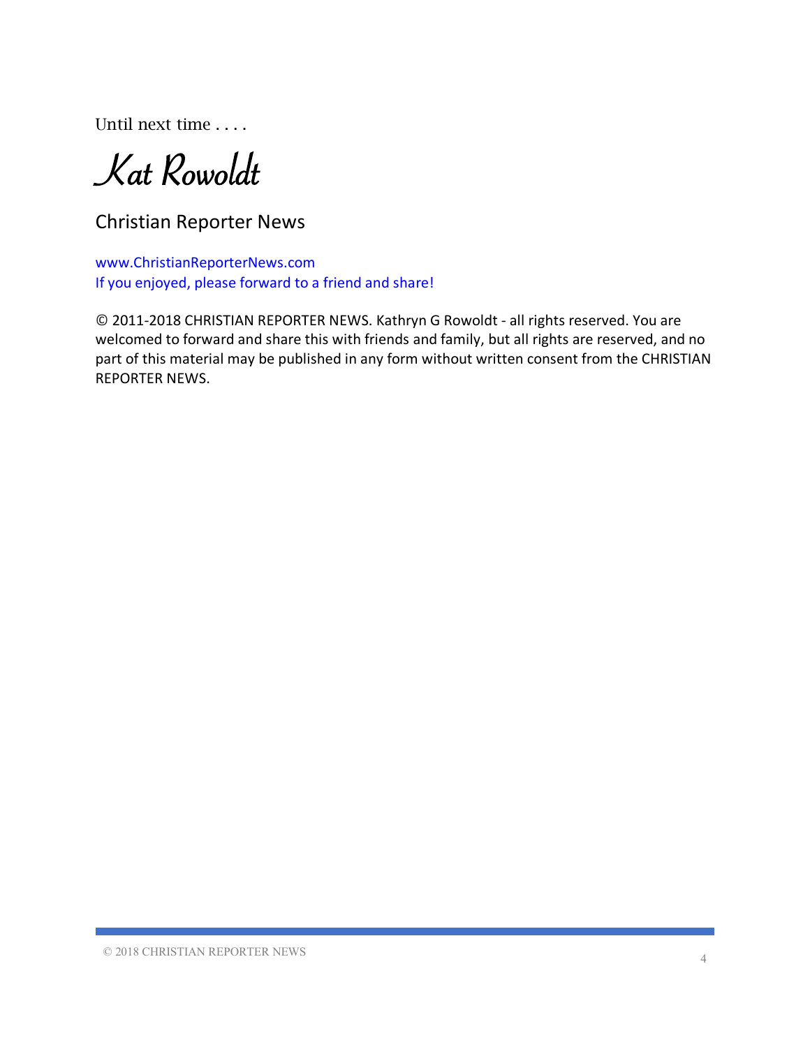Until next time . . . .

*Kat Rowoldt*

Christian Reporter News

www.ChristianReporterNews.com
If you enjoyed, please forward to a friend and share!

© 2011-2018 CHRISTIAN REPORTER NEWS. Kathryn G Rowoldt - all rights reserved. You are welcomed to forward and share this with friends and family, but all rights are reserved, and no part of this material may be published in any form without written consent from the CHRISTIAN REPORTER NEWS.